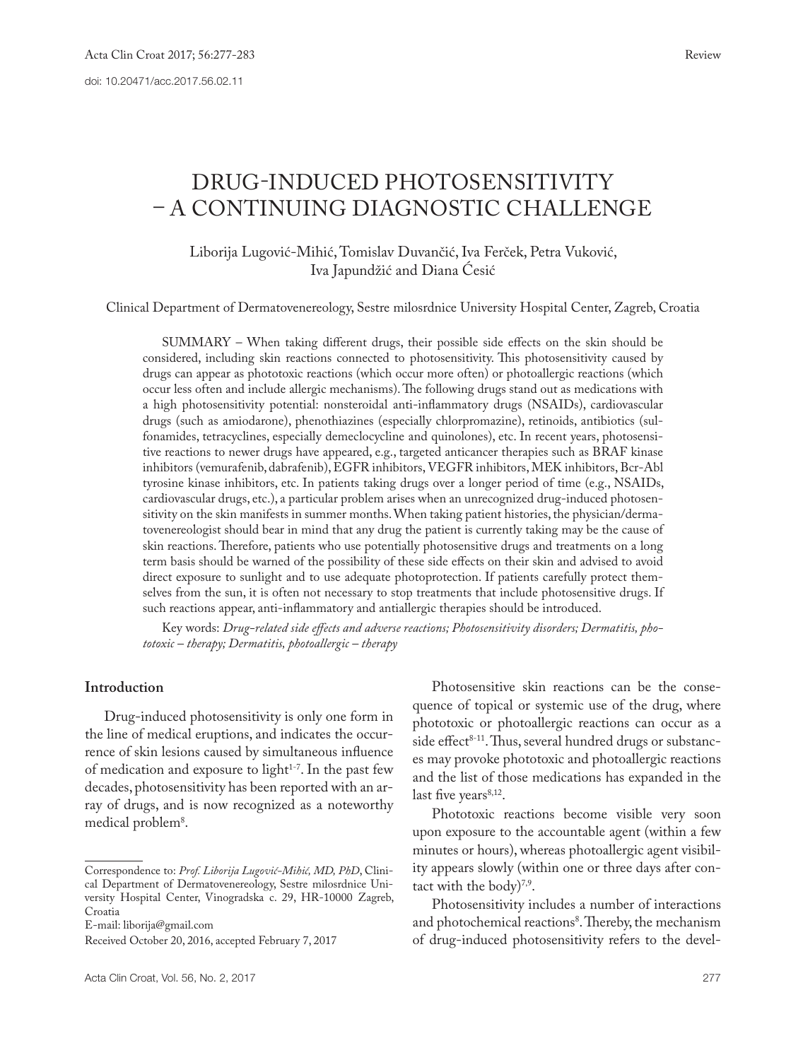doi: 10.20471/acc.2017.56.02.11

# DRUG-INDUCED PHOTOSENSITIVITY – A CONTINUING DIAGNOSTIC CHALLENGE

Liborija Lugović-Mihić, Tomislav Duvančić, Iva Ferček, Petra Vuković, Iva Japundžić and Diana Ćesić

Clinical Department of Dermatovenereology, Sestre milosrdnice University Hospital Center, Zagreb, Croatia

SUMMARY – When taking different drugs, their possible side effects on the skin should be considered, including skin reactions connected to photosensitivity. This photosensitivity caused by drugs can appear as phototoxic reactions (which occur more often) or photoallergic reactions (which occur less often and include allergic mechanisms). The following drugs stand out as medications with a high photosensitivity potential: nonsteroidal anti-inflammatory drugs (NSAIDs), cardiovascular drugs (such as amiodarone), phenothiazines (especially chlorpromazine), retinoids, antibiotics (sulfonamides, tetracyclines, especially demeclocycline and quinolones), etc. In recent years, photosensitive reactions to newer drugs have appeared, e.g., targeted anticancer therapies such as BRAF kinase inhibitors (vemurafenib, dabrafenib), EGFR inhibitors, VEGFR inhibitors, MEK inhibitors, Bcr-Abl tyrosine kinase inhibitors, etc. In patients taking drugs over a longer period of time (e.g., NSAIDs, cardiovascular drugs, etc.), a particular problem arises when an unrecognized drug-induced photosensitivity on the skin manifests in summer months. When taking patient histories, the physician/dermatovenereologist should bear in mind that any drug the patient is currently taking may be the cause of skin reactions. Therefore, patients who use potentially photosensitive drugs and treatments on a long term basis should be warned of the possibility of these side effects on their skin and advised to avoid direct exposure to sunlight and to use adequate photoprotection. If patients carefully protect themselves from the sun, it is often not necessary to stop treatments that include photosensitive drugs. If such reactions appear, anti-inflammatory and antiallergic therapies should be introduced.

Key words: *Drug-related side effects and adverse reactions; Photosensitivity disorders; Dermatitis, phototoxic – therapy; Dermatitis, photoallergic – therapy*

## Introduction

Drug-induced photosensitivity is only one form in the line of medical eruptions, and indicates the occurrence of skin lesions caused by simultaneous influence of medication and exposure to light[1-7]. In the past few decades, photosensitivity has been reported with an array of drugs, and is now recognized as a noteworthy medical problem[8].

Photosensitive skin reactions can be the consequence of topical or systemic use of the drug, where phototoxic or photoallergic reactions can occur as a side effect[8-11]. Thus, several hundred drugs or substances may provoke phototoxic and photoallergic reactions and the list of those medications has expanded in the last five years[8,12].

Phototoxic reactions become visible very soon upon exposure to the accountable agent (within a few minutes or hours), whereas photoallergic agent visibility appears slowly (within one or three days after contact with the body)[7,9].

Photosensitivity includes a number of interactions and photochemical reactions[8]. Thereby, the mechanism of drug-induced photosensitivity refers to the devel-

---

Correspondence to: *Prof. Liborija Lugović-Mihić, MD, PhD*, Clinical Department of Dermatovenereology, Sestre milosrdnice University Hospital Center, Vinogradska c. 29, HR-10000 Zagreb, Croatia

E-mail: liborija@gmail.com

Received October 20, 2016, accepted February 7, 2017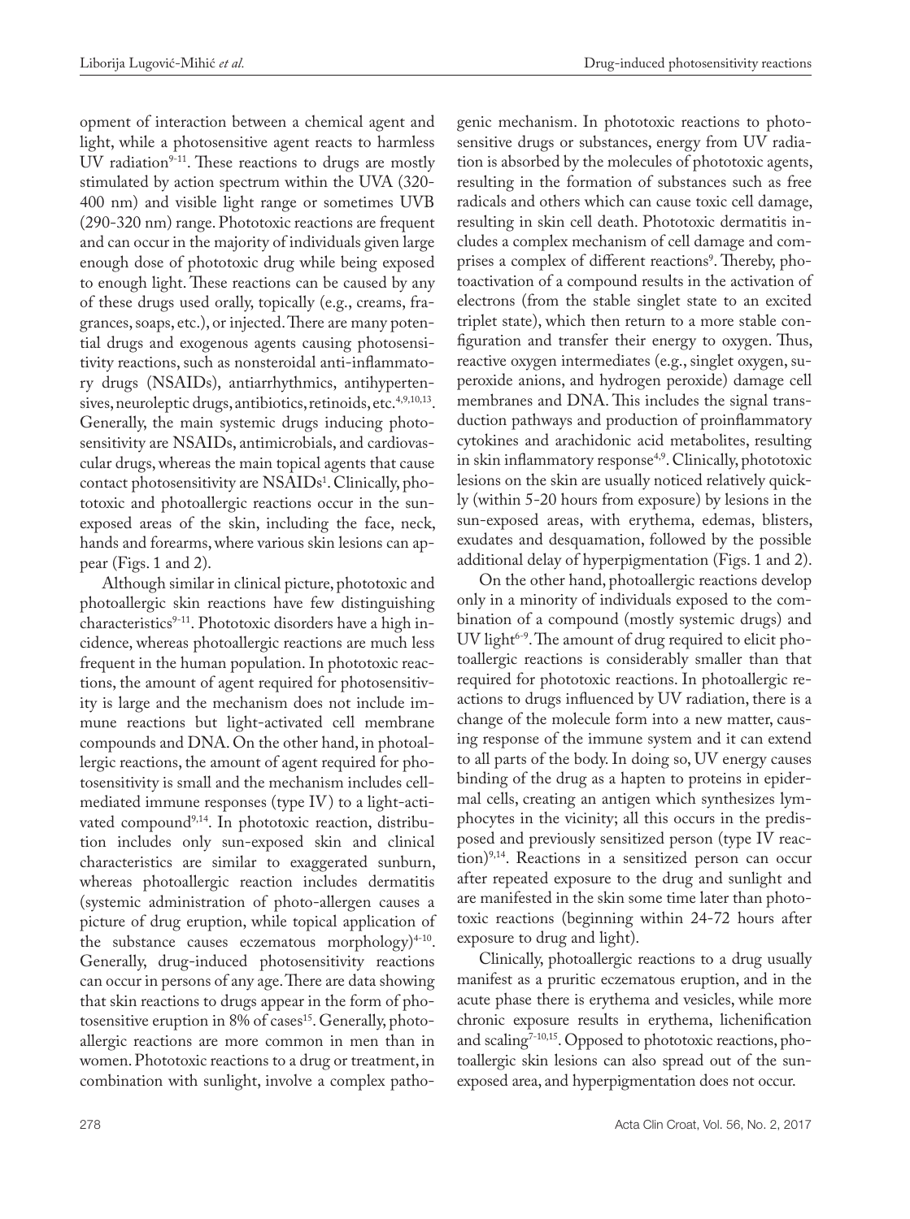opment of interaction between a chemical agent and light, while a photosensitive agent reacts to harmless UV radiation[9-11]. These reactions to drugs are mostly stimulated by action spectrum within the UVA (320-400 nm) and visible light range or sometimes UVB (290-320 nm) range. Phototoxic reactions are frequent and can occur in the majority of individuals given large enough dose of phototoxic drug while being exposed to enough light. These reactions can be caused by any of these drugs used orally, topically (e.g., creams, fragrances, soaps, etc.), or injected. There are many potential drugs and exogenous agents causing photosensitivity reactions, such as nonsteroidal anti-inflammatory drugs (NSAIDs), antiarrhythmics, antihypertensives, neuroleptic drugs, antibiotics, retinoids, etc.[4,9,10,13]. Generally, the main systemic drugs inducing photosensitivity are NSAIDs, antimicrobials, and cardiovascular drugs, whereas the main topical agents that cause contact photosensitivity are NSAIDs[1]. Clinically, phototoxic and photoallergic reactions occur in the sun-exposed areas of the skin, including the face, neck, hands and forearms, where various skin lesions can appear (Figs. 1 and 2).

Although similar in clinical picture, phototoxic and photoallergic skin reactions have few distinguishing characteristics[9-11]. Phototoxic disorders have a high incidence, whereas photoallergic reactions are much less frequent in the human population. In phototoxic reactions, the amount of agent required for photosensitivity is large and the mechanism does not include immune reactions but light-activated cell membrane compounds and DNA. On the other hand, in photoallergic reactions, the amount of agent required for photosensitivity is small and the mechanism includes cell-mediated immune responses (type IV) to a light-activated compound[9,14]. In phototoxic reaction, distribution includes only sun-exposed skin and clinical characteristics are similar to exaggerated sunburn, whereas photoallergic reaction includes dermatitis (systemic administration of photo-allergen causes a picture of drug eruption, while topical application of the substance causes eczematous morphology)[4-10]. Generally, drug-induced photosensitivity reactions can occur in persons of any age. There are data showing that skin reactions to drugs appear in the form of photosensitive eruption in 8% of cases[15]. Generally, photoallergic reactions are more common in men than in women. Phototoxic reactions to a drug or treatment, in combination with sunlight, involve a complex pathogenic mechanism. In phototoxic reactions to photosensitive drugs or substances, energy from UV radiation is absorbed by the molecules of phototoxic agents, resulting in the formation of substances such as free radicals and others which can cause toxic cell damage, resulting in skin cell death. Phototoxic dermatitis includes a complex mechanism of cell damage and comprises a complex of different reactions[9]. Thereby, photoactivation of a compound results in the activation of electrons (from the stable singlet state to an excited triplet state), which then return to a more stable configuration and transfer their energy to oxygen. Thus, reactive oxygen intermediates (e.g., singlet oxygen, superoxide anions, and hydrogen peroxide) damage cell membranes and DNA. This includes the signal transduction pathways and production of proinflammatory cytokines and arachidonic acid metabolites, resulting in skin inflammatory response[4,9]. Clinically, phototoxic lesions on the skin are usually noticed relatively quickly (within 5-20 hours from exposure) by lesions in the sun-exposed areas, with erythema, edemas, blisters, exudates and desquamation, followed by the possible additional delay of hyperpigmentation (Figs. 1 and 2).

On the other hand, photoallergic reactions develop only in a minority of individuals exposed to the combination of a compound (mostly systemic drugs) and UV light[6-9]. The amount of drug required to elicit photoallergic reactions is considerably smaller than that required for phototoxic reactions. In photoallergic reactions to drugs influenced by UV radiation, there is a change of the molecule form into a new matter, causing response of the immune system and it can extend to all parts of the body. In doing so, UV energy causes binding of the drug as a hapten to proteins in epidermal cells, creating an antigen which synthesizes lymphocytes in the vicinity; all this occurs in the predisposed and previously sensitized person (type IV reaction)[9,14]. Reactions in a sensitized person can occur after repeated exposure to the drug and sunlight and are manifested in the skin some time later than phototoxic reactions (beginning within 24-72 hours after exposure to drug and light).

Clinically, photoallergic reactions to a drug usually manifest as a pruritic eczematous eruption, and in the acute phase there is erythema and vesicles, while more chronic exposure results in erythema, lichenification and scaling[7-10,15]. Opposed to phototoxic reactions, photoallergic skin lesions can also spread out of the sun-exposed area, and hyperpigmentation does not occur.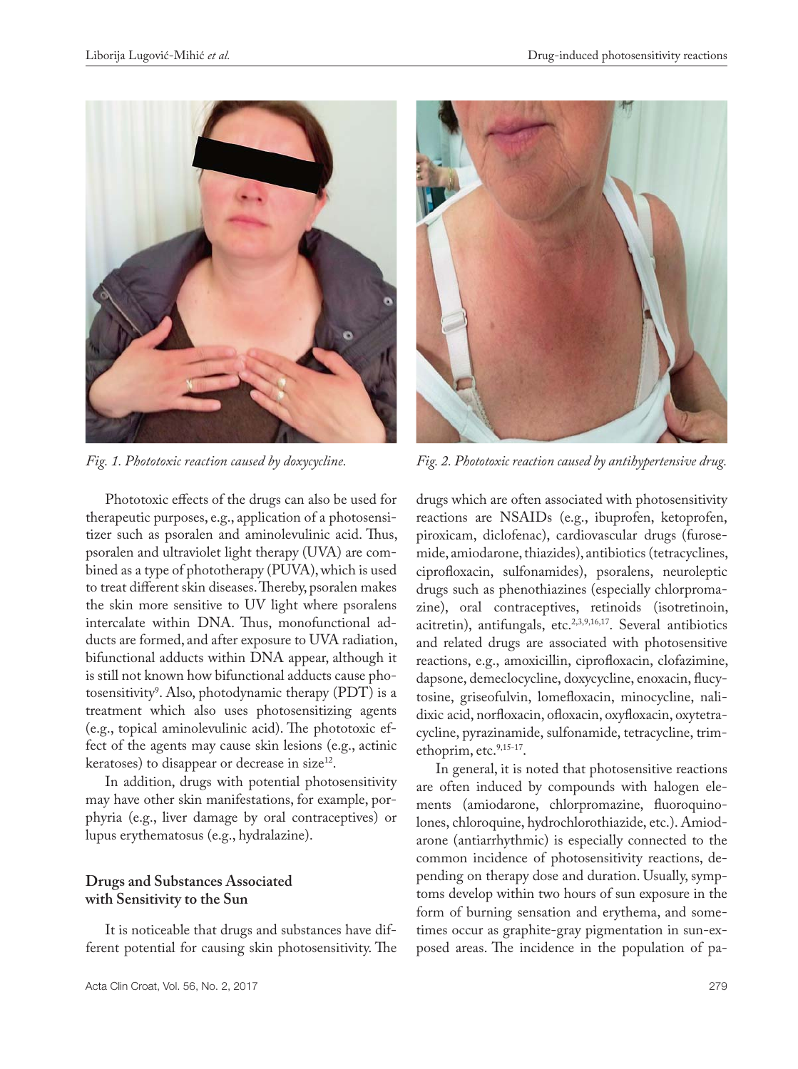*Fig. 1. Phototoxic reaction caused by doxycycline.*

*Fig. 2. Phototoxic reaction caused by antihypertensive drug.*

Phototoxic effects of the drugs can also be used for therapeutic purposes, e.g., application of a photosensitizer such as psoralen and aminolevulinic acid. Thus, psoralen and ultraviolet light therapy (UVA) are combined as a type of phototherapy (PUVA), which is used to treat different skin diseases. Thereby, psoralen makes the skin more sensitive to UV light where psoralens intercalate within DNA. Thus, monofunctional adducts are formed, and after exposure to UVA radiation, bifunctional adducts within DNA appear, although it is still not known how bifunctional adducts cause photosensitivity[9]. Also, photodynamic therapy (PDT) is a treatment which also uses photosensitizing agents (e.g., topical aminolevulinic acid). The phototoxic effect of the agents may cause skin lesions (e.g., actinic keratoses) to disappear or decrease in size[12].

In addition, drugs with potential photosensitivity may have other skin manifestations, for example, porphyria (e.g., liver damage by oral contraceptives) or lupus erythematosus (e.g., hydralazine).

## Drugs and Substances Associated with Sensitivity to the Sun

It is noticeable that drugs and substances have different potential for causing skin photosensitivity. The drugs which are often associated with photosensitivity reactions are NSAIDs (e.g., ibuprofen, ketoprofen, piroxicam, diclofenac), cardiovascular drugs (furosemide, amiodarone, thiazides), antibiotics (tetracyclines, ciprofloxacin, sulfonamides), psoralens, neuroleptic drugs such as phenothiazines (especially chlorpromazine), oral contraceptives, retinoids (isotretinoin, acitretin), antifungals, etc.[2,3,9,16,17]. Several antibiotics and related drugs are associated with photosensitive reactions, e.g., amoxicillin, ciprofloxacin, clofazimine, dapsone, demeclocycline, doxycycline, enoxacin, flucytosine, griseofulvin, lomefloxacin, minocycline, nalidixic acid, norfloxacin, ofloxacin, oxyfloxacin, oxytetracycline, pyrazinamide, sulfonamide, tetracycline, trimethoprim, etc.[9,15-17].

In general, it is noted that photosensitive reactions are often induced by compounds with halogen elements (amiodarone, chlorpromazine, fluoroquinolones, chloroquine, hydrochlorothiazide, etc.). Amiodarone (antiarrhythmic) is especially connected to the common incidence of photosensitivity reactions, depending on therapy dose and duration. Usually, symptoms develop within two hours of sun exposure in the form of burning sensation and erythema, and sometimes occur as graphite-gray pigmentation in sun-exposed areas. The incidence in the population of pa-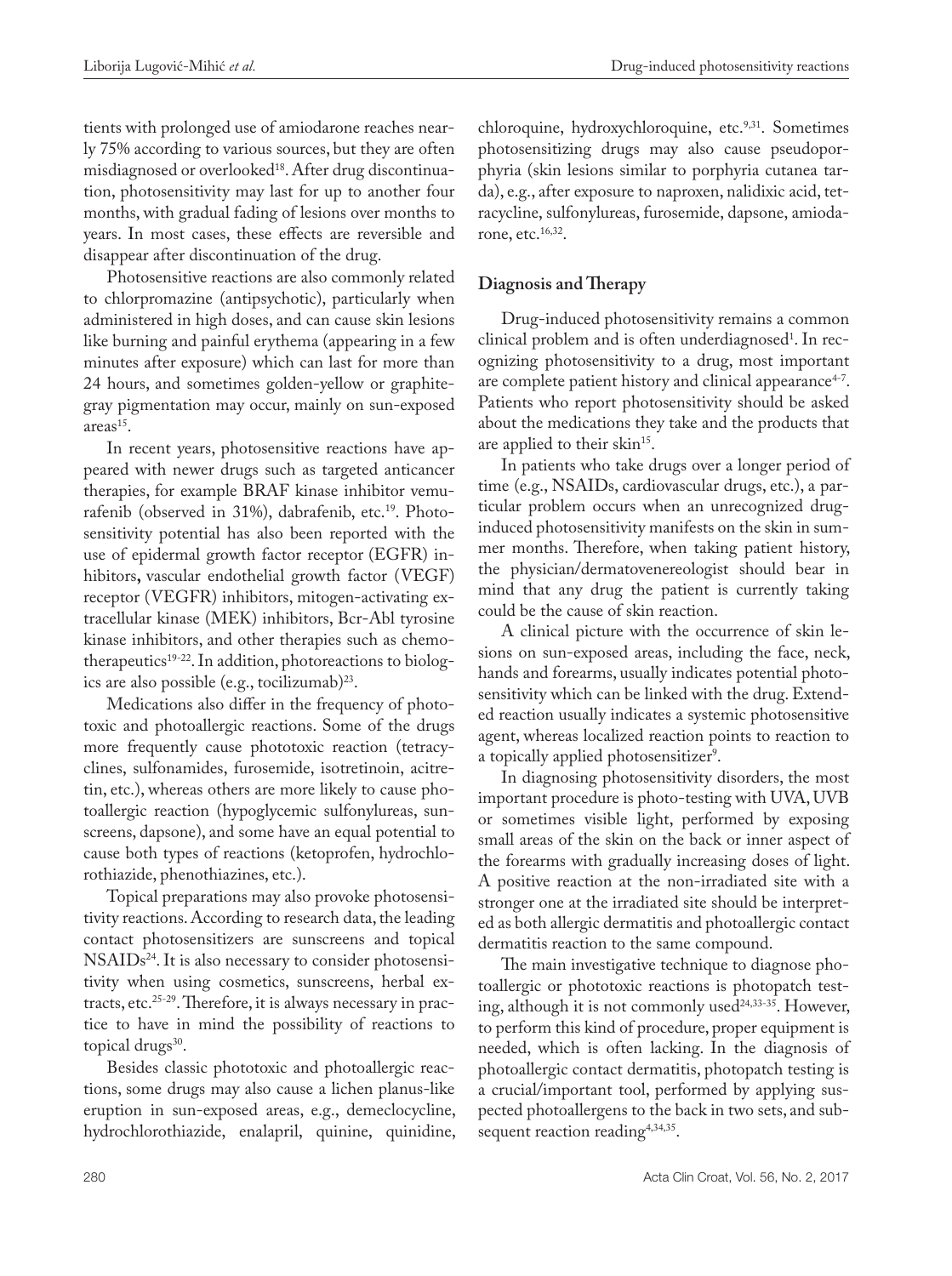tients with prolonged use of amiodarone reaches nearly 75% according to various sources, but they are often misdiagnosed or overlooked[18]. After drug discontinuation, photosensitivity may last for up to another four months, with gradual fading of lesions over months to years. In most cases, these effects are reversible and disappear after discontinuation of the drug.

Photosensitive reactions are also commonly related to chlorpromazine (antipsychotic), particularly when administered in high doses, and can cause skin lesions like burning and painful erythema (appearing in a few minutes after exposure) which can last for more than 24 hours, and sometimes golden-yellow or graphite-gray pigmentation may occur, mainly on sun-exposed areas[15].

In recent years, photosensitive reactions have appeared with newer drugs such as targeted anticancer therapies, for example BRAF kinase inhibitor vemurafenib (observed in 31%), dabrafenib, etc.[19]. Photosensitivity potential has also been reported with the use of epidermal growth factor receptor (EGFR) inhibitors**,** vascular endothelial growth factor (VEGF) receptor (VEGFR) inhibitors, mitogen-activating extracellular kinase (MEK) inhibitors, Bcr-Abl tyrosine kinase inhibitors, and other therapies such as chemotherapeutics[19-22]. In addition, photoreactions to biologics are also possible (e.g., tocilizumab)[23].

Medications also differ in the frequency of phototoxic and photoallergic reactions. Some of the drugs more frequently cause phototoxic reaction (tetracyclines, sulfonamides, furosemide, isotretinoin, acitretin, etc.), whereas others are more likely to cause photoallergic reaction (hypoglycemic sulfonylureas, sunscreens, dapsone), and some have an equal potential to cause both types of reactions (ketoprofen, hydrochlorothiazide, phenothiazines, etc.).

Topical preparations may also provoke photosensitivity reactions. According to research data, the leading contact photosensitizers are sunscreens and topical NSAIDs[24]. It is also necessary to consider photosensitivity when using cosmetics, sunscreens, herbal extracts, etc.[25-29]. Therefore, it is always necessary in practice to have in mind the possibility of reactions to topical drugs[30].

Besides classic phototoxic and photoallergic reactions, some drugs may also cause a lichen planus-like eruption in sun-exposed areas, e.g., demeclocycline, hydrochlorothiazide, enalapril, quinine, quinidine, chloroquine, hydroxychloroquine, etc.[9,31]. Sometimes photosensitizing drugs may also cause pseudoporphyria (skin lesions similar to porphyria cutanea tarda), e.g., after exposure to naproxen, nalidixic acid, tetracycline, sulfonylureas, furosemide, dapsone, amiodarone, etc.[16,32].

## Diagnosis and Therapy

Drug-induced photosensitivity remains a common clinical problem and is often underdiagnosed[1]. In recognizing photosensitivity to a drug, most important are complete patient history and clinical appearance[4-7]. Patients who report photosensitivity should be asked about the medications they take and the products that are applied to their skin[15].

In patients who take drugs over a longer period of time (e.g., NSAIDs, cardiovascular drugs, etc.), a particular problem occurs when an unrecognized drug-induced photosensitivity manifests on the skin in summer months. Therefore, when taking patient history, the physician/dermatovenereologist should bear in mind that any drug the patient is currently taking could be the cause of skin reaction.

A clinical picture with the occurrence of skin lesions on sun-exposed areas, including the face, neck, hands and forearms, usually indicates potential photosensitivity which can be linked with the drug. Extended reaction usually indicates a systemic photosensitive agent, whereas localized reaction points to reaction to a topically applied photosensitizer[9].

In diagnosing photosensitivity disorders, the most important procedure is photo-testing with UVA, UVB or sometimes visible light, performed by exposing small areas of the skin on the back or inner aspect of the forearms with gradually increasing doses of light. A positive reaction at the non-irradiated site with a stronger one at the irradiated site should be interpreted as both allergic dermatitis and photoallergic contact dermatitis reaction to the same compound.

The main investigative technique to diagnose photoallergic or phototoxic reactions is photopatch testing, although it is not commonly used[24,33-35]. However, to perform this kind of procedure, proper equipment is needed, which is often lacking. In the diagnosis of photoallergic contact dermatitis, photopatch testing is a crucial/important tool, performed by applying suspected photoallergens to the back in two sets, and subsequent reaction reading[4,34,35].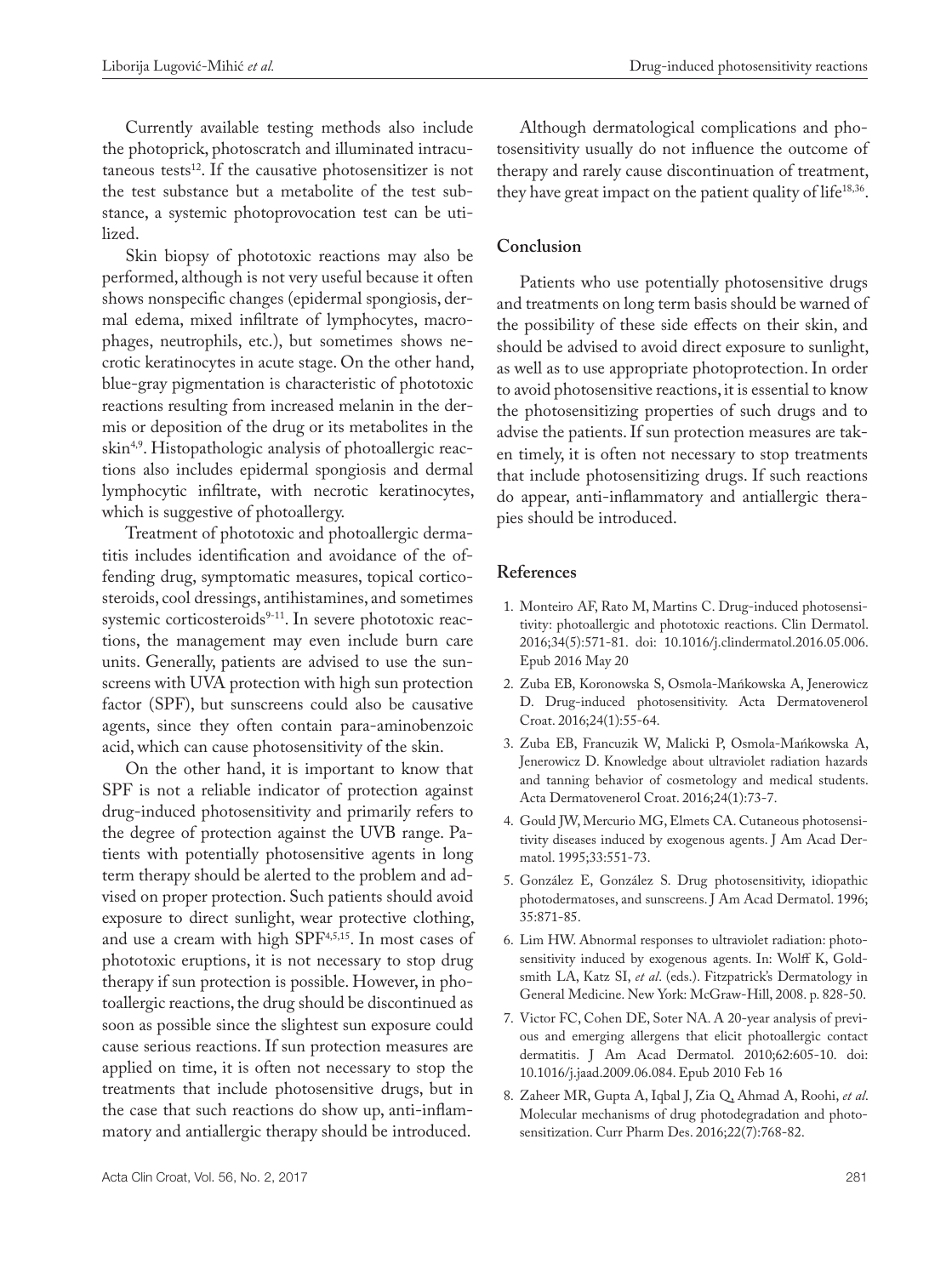Currently available testing methods also include the photoprick, photoscratch and illuminated intracutaneous tests[12]. If the causative photosensitizer is not the test substance but a metabolite of the test substance, a systemic photoprovocation test can be utilized.

Skin biopsy of phototoxic reactions may also be performed, although is not very useful because it often shows nonspecific changes (epidermal spongiosis, dermal edema, mixed infiltrate of lymphocytes, macrophages, neutrophils, etc.), but sometimes shows necrotic keratinocytes in acute stage. On the other hand, blue-gray pigmentation is characteristic of phototoxic reactions resulting from increased melanin in the dermis or deposition of the drug or its metabolites in the skin[4,9]. Histopathologic analysis of photoallergic reactions also includes epidermal spongiosis and dermal lymphocytic infiltrate, with necrotic keratinocytes, which is suggestive of photoallergy.

Treatment of phototoxic and photoallergic dermatitis includes identification and avoidance of the offending drug, symptomatic measures, topical corticosteroids, cool dressings, antihistamines, and sometimes systemic corticosteroids[9-11]. In severe phototoxic reactions, the management may even include burn care units. Generally, patients are advised to use the sunscreens with UVA protection with high sun protection factor (SPF), but sunscreens could also be causative agents, since they often contain para-aminobenzoic acid, which can cause photosensitivity of the skin.

On the other hand, it is important to know that SPF is not a reliable indicator of protection against drug-induced photosensitivity and primarily refers to the degree of protection against the UVB range. Patients with potentially photosensitive agents in long term therapy should be alerted to the problem and advised on proper protection. Such patients should avoid exposure to direct sunlight, wear protective clothing, and use a cream with high SPF[4,5,15]. In most cases of phototoxic eruptions, it is not necessary to stop drug therapy if sun protection is possible. However, in photoallergic reactions, the drug should be discontinued as soon as possible since the slightest sun exposure could cause serious reactions. If sun protection measures are applied on time, it is often not necessary to stop the treatments that include photosensitive drugs, but in the case that such reactions do show up, anti-inflammatory and antiallergic therapy should be introduced.

Although dermatological complications and photosensitivity usually do not influence the outcome of therapy and rarely cause discontinuation of treatment, they have great impact on the patient quality of life[18,36].

## Conclusion

Patients who use potentially photosensitive drugs and treatments on long term basis should be warned of the possibility of these side effects on their skin, and should be advised to avoid direct exposure to sunlight, as well as to use appropriate photoprotection. In order to avoid photosensitive reactions, it is essential to know the photosensitizing properties of such drugs and to advise the patients. If sun protection measures are taken timely, it is often not necessary to stop treatments that include photosensitizing drugs. If such reactions do appear, anti-inflammatory and antiallergic therapies should be introduced.

## References

1. Monteiro AF, Rato M, Martins C. Drug-induced photosensitivity: photoallergic and phototoxic reactions. Clin Dermatol. 2016;34(5):571-81. doi: 10.1016/j.clindermatol.2016.05.006. Epub 2016 May 20
2. Zuba EB, Koronowska S, Osmola-Mańkowska A, Jenerowicz D. Drug-induced photosensitivity. Acta Dermatovenerol Croat. 2016;24(1):55-64.
3. Zuba EB, Francuzik W, Malicki P, Osmola-Mańkowska A, Jenerowicz D. Knowledge about ultraviolet radiation hazards and tanning behavior of cosmetology and medical students. Acta Dermatovenerol Croat. 2016;24(1):73-7.
4. Gould JW, Mercurio MG, Elmets CA. Cutaneous photosensitivity diseases induced by exogenous agents. J Am Acad Dermatol. 1995;33:551-73.
5. González E, González S. Drug photosensitivity, idiopathic photodermatoses, and sunscreens. J Am Acad Dermatol. 1996; 35:871-85.
6. Lim HW. Abnormal responses to ultraviolet radiation: photosensitivity induced by exogenous agents. In: Wolff K, Goldsmith LA, Katz SI, *et al*. (eds.). Fitzpatrick's Dermatology in General Medicine. New York: McGraw-Hill, 2008. p. 828-50.
7. Victor FC, Cohen DE, Soter NA. A 20-year analysis of previous and emerging allergens that elicit photoallergic contact dermatitis. J Am Acad Dermatol. 2010;62:605-10. doi: 10.1016/j.jaad.2009.06.084. Epub 2010 Feb 16
8. Zaheer MR, Gupta A, Iqbal J, Zia Q, Ahmad A, Roohi, *et al*. Molecular mechanisms of drug photodegradation and photosensitization. Curr Pharm Des. 2016;22(7):768-82.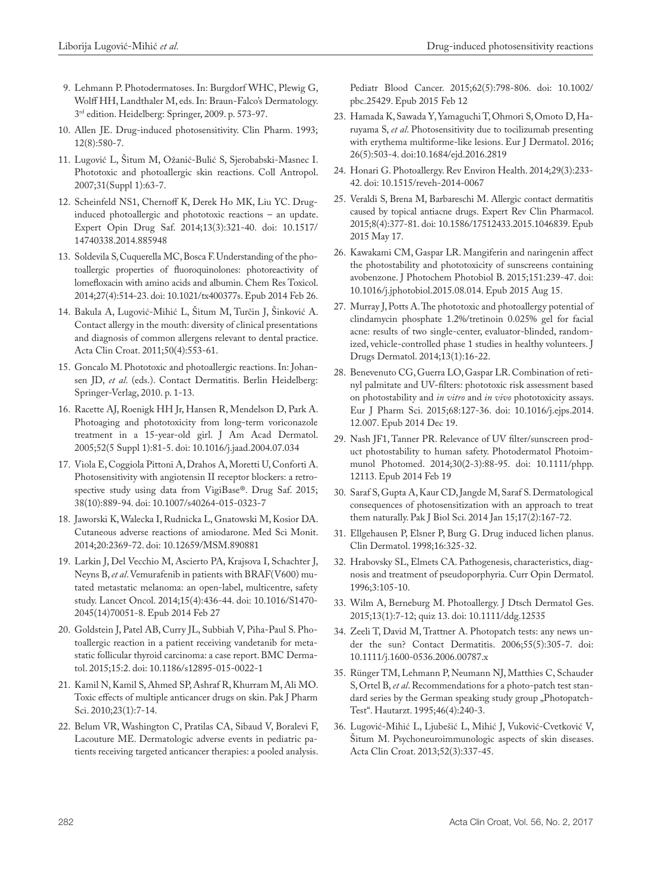9. Lehmann P. Photodermatoses. In: Burgdorf WHC, Plewig G, Wolff HH, Landthaler M, eds. In: Braun-Falco's Dermatology. 3rd edition. Heidelberg: Springer, 2009. p. 573-97.
10. Allen JE. Drug-induced photosensitivity. Clin Pharm. 1993; 12(8):580-7.
11. Lugović L, Šitum M, Ožanić-Bulić S, Sjerobabski-Masnec I. Phototoxic and photoallergic skin reactions. Coll Antropol. 2007;31(Suppl 1):63-7.
12. Scheinfeld NS1, Chernoff K, Derek Ho MK, Liu YC. Drug-induced photoallergic and phototoxic reactions – an update. Expert Opin Drug Saf. 2014;13(3):321-40. doi: 10.1517/14740338.2014.885948
13. Soldevila S, Cuquerella MC, Bosca F. Understanding of the photoallergic properties of fluoroquinolones: photoreactivity of lomefloxacin with amino acids and albumin. Chem Res Toxicol. 2014;27(4):514-23. doi: 10.1021/tx400377s. Epub 2014 Feb 26.
14. Bakula A, Lugović-Mihić L, Šitum M, Turčin J, Šinković A. Contact allergy in the mouth: diversity of clinical presentations and diagnosis of common allergens relevant to dental practice. Acta Clin Croat. 2011;50(4):553-61.
15. Goncalo M. Phototoxic and photoallergic reactions. In: Johansen JD, *et al*. (eds.). Contact Dermatitis. Berlin Heidelberg: Springer-Verlag, 2010. p. 1-13.
16. Racette AJ, Roenigk HH Jr, Hansen R, Mendelson D, Park A. Photoaging and phototoxicity from long-term voriconazole treatment in a 15-year-old girl. J Am Acad Dermatol. 2005;52(5 Suppl 1):81-5. doi: 10.1016/j.jaad.2004.07.034
17. Viola E, Coggiola Pittoni A, Drahos A, Moretti U, Conforti A. Photosensitivity with angiotensin II receptor blockers: a retrospective study using data from VigiBase®. Drug Saf. 2015; 38(10):889-94. doi: 10.1007/s40264-015-0323-7
18. Jaworski K, Walecka I, Rudnicka L, Gnatowski M, Kosior DA. Cutaneous adverse reactions of amiodarone. Med Sci Monit. 2014;20:2369-72. doi: 10.12659/MSM.890881
19. Larkin J, Del Vecchio M, Ascierto PA, Krajsova I, Schachter J, Neyns B, *et al*. Vemurafenib in patients with BRAF(V600) mutated metastatic melanoma: an open-label, multicentre, safety study. Lancet Oncol. 2014;15(4):436-44. doi: 10.1016/S1470-2045(14)70051-8. Epub 2014 Feb 27
20. Goldstein J, Patel AB, Curry JL, Subbiah V, Piha-Paul S. Photoallergic reaction in a patient receiving vandetanib for metastatic follicular thyroid carcinoma: a case report. BMC Dermatol. 2015;15:2. doi: 10.1186/s12895-015-0022-1
21. Kamil N, Kamil S, Ahmed SP, Ashraf R, Khurram M, Ali MO. Toxic effects of multiple anticancer drugs on skin. Pak J Pharm Sci. 2010;23(1):7-14.
22. Belum VR, Washington C, Pratilas CA, Sibaud V, Boralevi F, Lacouture ME. Dermatologic adverse events in pediatric patients receiving targeted anticancer therapies: a pooled analysis. Pediatr Blood Cancer. 2015;62(5):798-806. doi: 10.1002/pbc.25429. Epub 2015 Feb 12
23. Hamada K, Sawada Y, Yamaguchi T, Ohmori S, Omoto D, Haruyama S, *et al*. Photosensitivity due to tocilizumab presenting with erythema multiforme-like lesions. Eur J Dermatol. 2016; 26(5):503-4. doi:10.1684/ejd.2016.2819
24. Honari G. Photoallergy. Rev Environ Health. 2014;29(3):233-42. doi: 10.1515/reveh-2014-0067
25. Veraldi S, Brena M, Barbareschi M. Allergic contact dermatitis caused by topical antiacne drugs. Expert Rev Clin Pharmacol. 2015;8(4):377-81. doi: 10.1586/17512433.2015.1046839. Epub 2015 May 17.
26. Kawakami CM, Gaspar LR. Mangiferin and naringenin affect the photostability and phototoxicity of sunscreens containing avobenzone. J Photochem Photobiol B. 2015;151:239-47. doi: 10.1016/j.jphotobiol.2015.08.014. Epub 2015 Aug 15.
27. Murray J, Potts A. The phototoxic and photoallergy potential of clindamycin phosphate 1.2%/tretinoin 0.025% gel for facial acne: results of two single-center, evaluator-blinded, randomized, vehicle-controlled phase 1 studies in healthy volunteers. J Drugs Dermatol. 2014;13(1):16-22.
28. Benevenuto CG, Guerra LO, Gaspar LR. Combination of retinyl palmitate and UV-filters: phototoxic risk assessment based on photostability and *in vitro* and *in vivo* phototoxicity assays. Eur J Pharm Sci. 2015;68:127-36. doi: 10.1016/j.ejps.2014.12.007. Epub 2014 Dec 19.
29. Nash JF1, Tanner PR. Relevance of UV filter/sunscreen product photostability to human safety. Photodermatol Photoimmunol Photomed. 2014;30(2-3):88-95. doi: 10.1111/phpp.12113. Epub 2014 Feb 19
30. Saraf S, Gupta A, Kaur CD, Jangde M, Saraf S. Dermatological consequences of photosensitization with an approach to treat them naturally. Pak J Biol Sci. 2014 Jan 15;17(2):167-72.
31. Ellgehausen P, Elsner P, Burg G. Drug induced lichen planus. Clin Dermatol. 1998;16:325-32.
32. Hrabovsky SL, Elmets CA. Pathogenesis, characteristics, diagnosis and treatment of pseudoporphyria. Curr Opin Dermatol. 1996;3:105-10.
33. Wilm A, Berneburg M. Photoallergy. J Dtsch Dermatol Ges. 2015;13(1):7-12; quiz 13. doi: 10.1111/ddg.12535
34. Zeeli T, David M, Trattner A. Photopatch tests: any news under the sun? Contact Dermatitis. 2006;55(5):305-7. doi: 10.1111/j.1600-0536.2006.00787.x
35. Rünger TM, Lehmann P, Neumann NJ, Matthies C, Schauder S, Ortel B, *et al*. Recommendations for a photo-patch test standard series by the German speaking study group „Photopatch-Test". Hautarzt. 1995;46(4):240-3.
36. Lugović-Mihić L, Ljubešić L, Mihić J, Vuković-Cvetković V, Šitum M. Psychoneuroimmunologic aspects of skin diseases. Acta Clin Croat. 2013;52(3):337-45.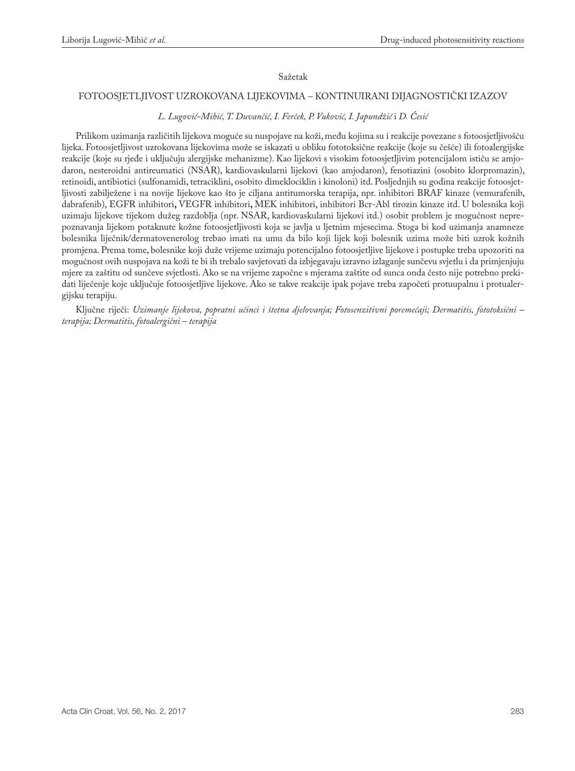Sažetak

## FOTOOSJETLJIVOST UZROKOVANA LIJEKOVIMA – KONTINUIRANI DIJAGNOSTIČKI IZAZOV

*L. Lugović-Mihić, T. Duvančić, I. Ferček, P. Vuković, I. Japundžić* i *D. Ćesić*

Prilikom uzimanja različitih lijekova moguće su nuspojave na koži, među kojima su i reakcije povezane s fotoosjetljivošću lijeka. Fotoosjetljivost uzrokovana lijekovima može se iskazati u obliku fototoksične reakcije (koje su češće) ili fotoalergijske reakcije (koje su rjeđe i uključuju alergijske mehanizme). Kao lijekovi s visokim fotoosjetljivim potencijalom ističu se amjodaron, nesteroidni antireumatici (NSAR), kardiovaskularni lijekovi (kao amjodaron), fenotiazini (osobito klorpromazin), retinoidi, antibiotici (sulfonamidi, tetraciklini, osobito dimeklociklin i kinoloni) itd. Posljednjih su godina reakcije fotoosjetljivosti zabilježene i na novije lijekove kao što je ciljana antitumorska terapija, npr. inhibitori BRAF kinaze (vemurafenib, dabrafenib), EGFR inhibitori**,** VEGFR inhibitori**,** MEK inhibitori, inhibitori Bcr-Abl tirozin kinaze itd. U bolesnika koji uzimaju lijekove tijekom dužeg razdoblja (npr. NSAR, kardiovaskularni lijekovi itd.) osobit problem je mogućnost neprepoznavanja lijekom potaknute kožne fotoosjetljivosti koja se javlja u ljetnim mjesecima. Stoga bi kod uzimanja anamneze bolesnika liječnik/dermatovenerolog trebao imati na umu da bilo koji lijek koji bolesnik uzima može biti uzrok kožnih promjena. Prema tome, bolesnike koji duže vrijeme uzimaju potencijalno fotoosjetljive lijekove i postupke treba upozoriti na mogućnost ovih nuspojava na koži te bi ih trebalo savjetovati da izbjegavaju izravno izlaganje sunčevu svjetlu i da primjenjuju mjere za zaštitu od sunčeve svjetlosti. Ako se na vrijeme započne s mjerama zaštite od sunca onda često nije potrebno prekidati liječenje koje uključuje fotoosjetljive lijekove. Ako se takve reakcije ipak pojave treba započeti protuupalnu i protualergijsku terapiju.

Ključne riječi: *Uzimanje lijekova, popratni učinci i štetna djelovanja; Fotosenzitivni poremećaji; Dermatitis, fototoksični – terapija; Dermatitis, fotoalergični – terapija*